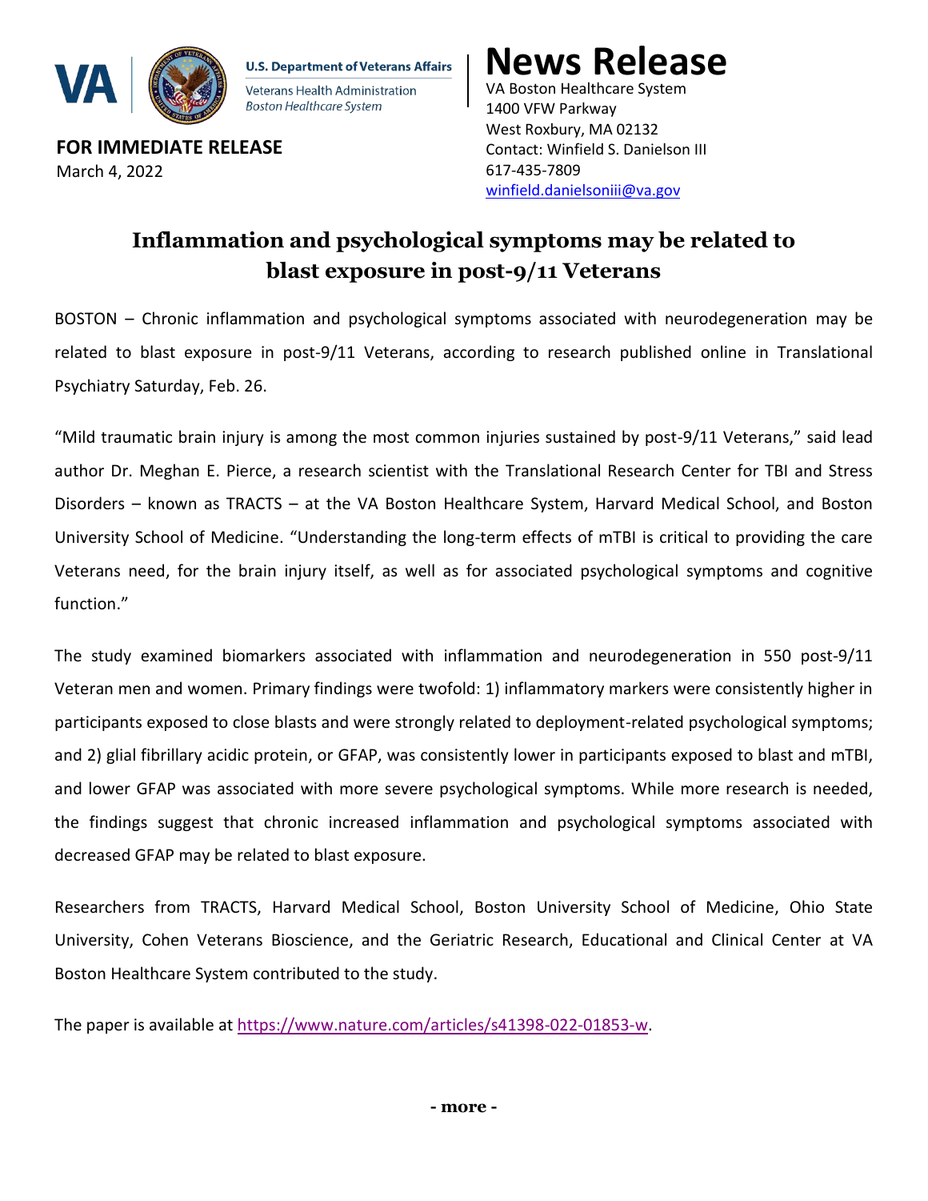U.S. Department of Veterans Affairs
Veterans Health Administration
*Boston Healthcare System*

# News Release

VA Boston Healthcare System
1400 VFW Parkway
West Roxbury, MA 02132
Contact: Winfield S. Danielson III
617-435-7809
winfield.danielsoniii@va.gov

**FOR IMMEDIATE RELEASE**
March 4, 2022

## Inflammation and psychological symptoms may be related to blast exposure in post-9/11 Veterans

BOSTON – Chronic inflammation and psychological symptoms associated with neurodegeneration may be related to blast exposure in post-9/11 Veterans, according to research published online in Translational Psychiatry Saturday, Feb. 26.

"Mild traumatic brain injury is among the most common injuries sustained by post-9/11 Veterans," said lead author Dr. Meghan E. Pierce, a research scientist with the Translational Research Center for TBI and Stress Disorders – known as TRACTS – at the VA Boston Healthcare System, Harvard Medical School, and Boston University School of Medicine. "Understanding the long-term effects of mTBI is critical to providing the care Veterans need, for the brain injury itself, as well as for associated psychological symptoms and cognitive function."

The study examined biomarkers associated with inflammation and neurodegeneration in 550 post-9/11 Veteran men and women. Primary findings were twofold: 1) inflammatory markers were consistently higher in participants exposed to close blasts and were strongly related to deployment-related psychological symptoms; and 2) glial fibrillary acidic protein, or GFAP, was consistently lower in participants exposed to blast and mTBI, and lower GFAP was associated with more severe psychological symptoms. While more research is needed, the findings suggest that chronic increased inflammation and psychological symptoms associated with decreased GFAP may be related to blast exposure.

Researchers from TRACTS, Harvard Medical School, Boston University School of Medicine, Ohio State University, Cohen Veterans Bioscience, and the Geriatric Research, Educational and Clinical Center at VA Boston Healthcare System contributed to the study.

The paper is available at https://www.nature.com/articles/s41398-022-01853-w.

**- more -**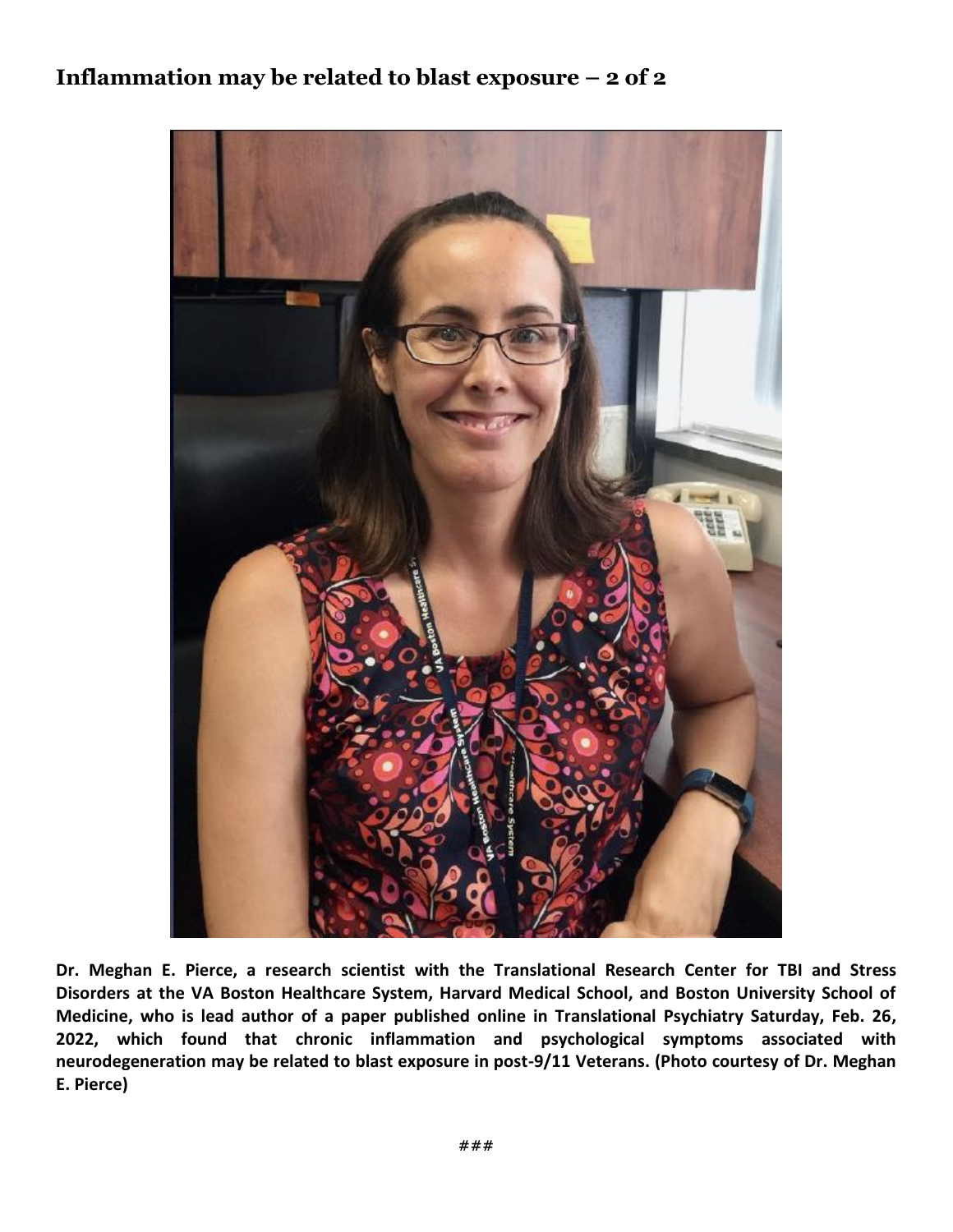## Inflammation may be related to blast exposure – 2 of 2

**Dr. Meghan E. Pierce, a research scientist with the Translational Research Center for TBI and Stress Disorders at the VA Boston Healthcare System, Harvard Medical School, and Boston University School of Medicine, who is lead author of a paper published online in Translational Psychiatry Saturday, Feb. 26, 2022, which found that chronic inflammation and psychological symptoms associated with neurodegeneration may be related to blast exposure in post-9/11 Veterans. (Photo courtesy of Dr. Meghan E. Pierce)**

###